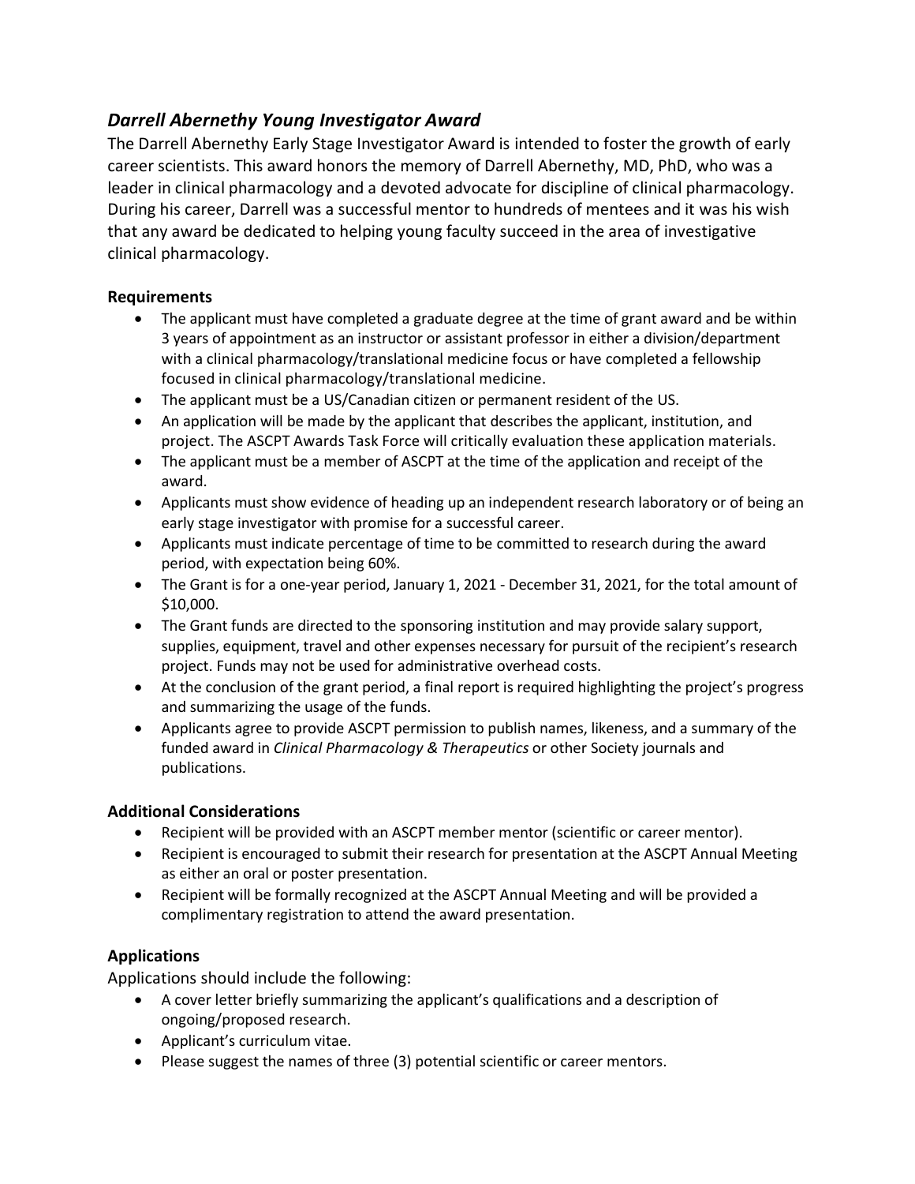## *Darrell Abernethy Young Investigator Award*

The Darrell Abernethy Early Stage Investigator Award is intended to foster the growth of early career scientists. This award honors the memory of Darrell Abernethy, MD, PhD, who was a leader in clinical pharmacology and a devoted advocate for discipline of clinical pharmacology. During his career, Darrell was a successful mentor to hundreds of mentees and it was his wish that any award be dedicated to helping young faculty succeed in the area of investigative clinical pharmacology.

### Requirements

- The applicant must have completed a graduate degree at the time of grant award and be within 3 years of appointment as an instructor or assistant professor in either a division/department with a clinical pharmacology/translational medicine focus or have completed a fellowship focused in clinical pharmacology/translational medicine.
- The applicant must be a US/Canadian citizen or permanent resident of the US.
- An application will be made by the applicant that describes the applicant, institution, and project. The ASCPT Awards Task Force will critically evaluation these application materials.
- The applicant must be a member of ASCPT at the time of the application and receipt of the award.
- Applicants must show evidence of heading up an independent research laboratory or of being an early stage investigator with promise for a successful career.
- Applicants must indicate percentage of time to be committed to research during the award period, with expectation being 60%.
- The Grant is for a one-year period, January 1, 2021 - December 31, 2021, for the total amount of $10,000.
- The Grant funds are directed to the sponsoring institution and may provide salary support, supplies, equipment, travel and other expenses necessary for pursuit of the recipient's research project. Funds may not be used for administrative overhead costs.
- At the conclusion of the grant period, a final report is required highlighting the project's progress and summarizing the usage of the funds.
- Applicants agree to provide ASCPT permission to publish names, likeness, and a summary of the funded award in *Clinical Pharmacology & Therapeutics* or other Society journals and publications.

### Additional Considerations

- Recipient will be provided with an ASCPT member mentor (scientific or career mentor).
- Recipient is encouraged to submit their research for presentation at the ASCPT Annual Meeting as either an oral or poster presentation.
- Recipient will be formally recognized at the ASCPT Annual Meeting and will be provided a complimentary registration to attend the award presentation.

### Applications

Applications should include the following:

- A cover letter briefly summarizing the applicant's qualifications and a description of ongoing/proposed research.
- Applicant's curriculum vitae.
- Please suggest the names of three (3) potential scientific or career mentors.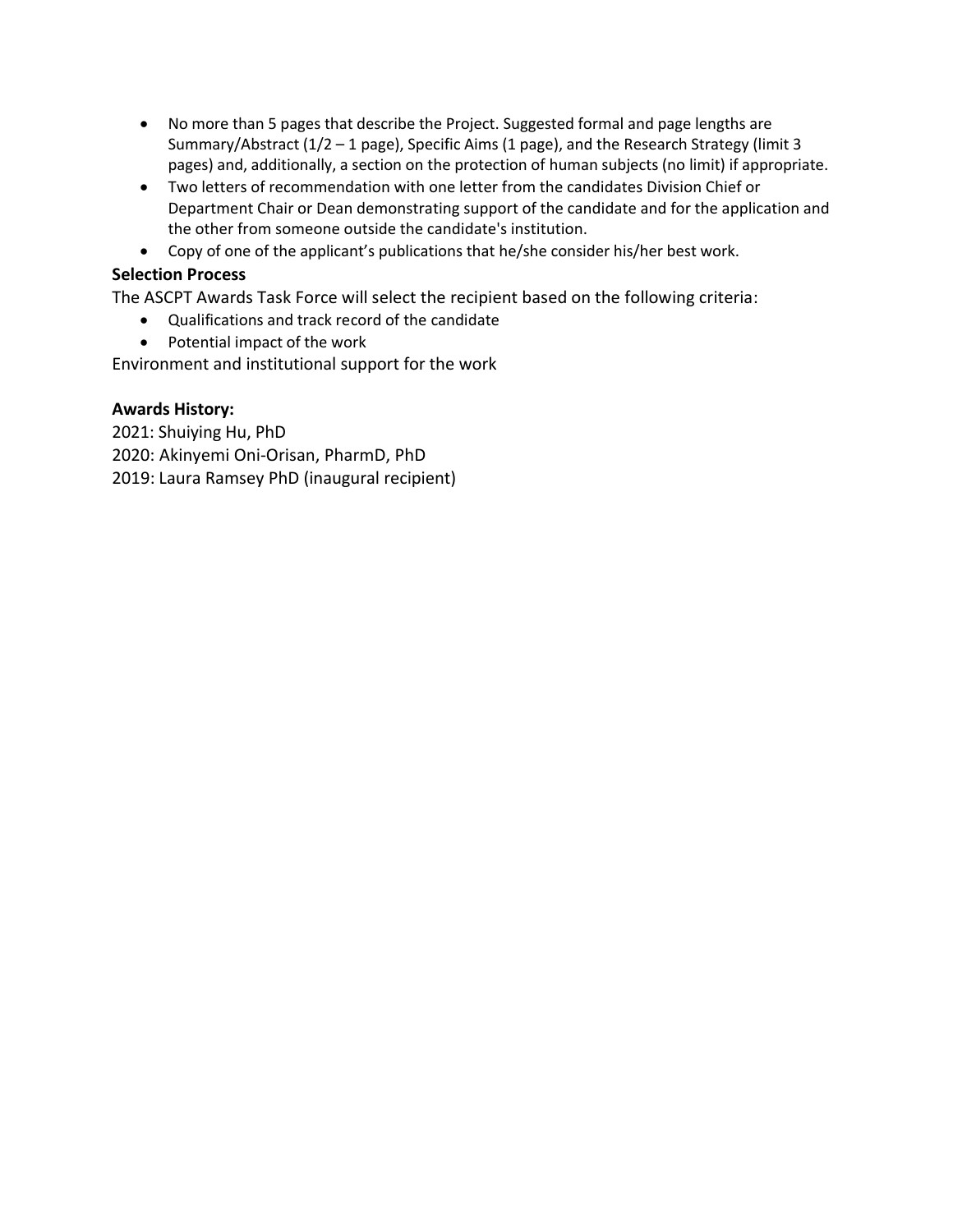- No more than 5 pages that describe the Project. Suggested formal and page lengths are Summary/Abstract (1/2 – 1 page), Specific Aims (1 page), and the Research Strategy (limit 3 pages) and, additionally, a section on the protection of human subjects (no limit) if appropriate.
- Two letters of recommendation with one letter from the candidates Division Chief or Department Chair or Dean demonstrating support of the candidate and for the application and the other from someone outside the candidate's institution.
- Copy of one of the applicant's publications that he/she consider his/her best work.

**Selection Process**

The ASCPT Awards Task Force will select the recipient based on the following criteria:

- Qualifications and track record of the candidate
- Potential impact of the work

Environment and institutional support for the work

**Awards History:**

2021: Shuiying Hu, PhD
2020: Akinyemi Oni-Orisan, PharmD, PhD
2019: Laura Ramsey PhD (inaugural recipient)